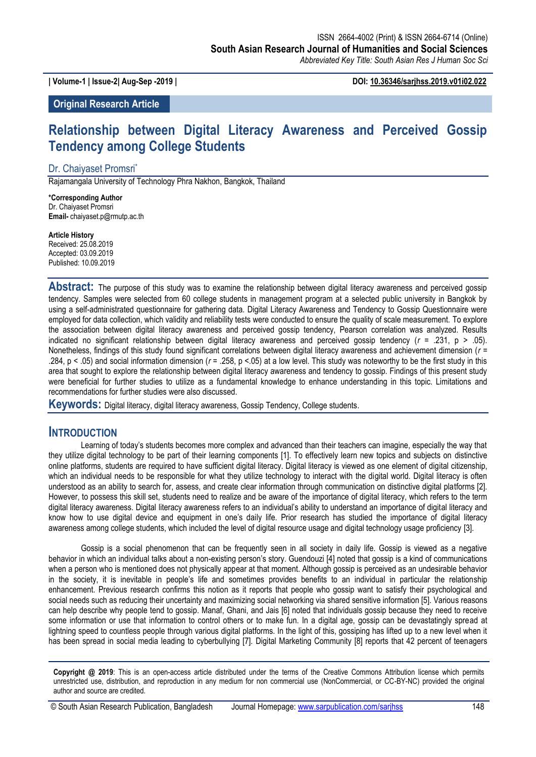ISSN 2664-4002 (Print) & ISSN 2664-6714 (Online)
**South Asian Research Journal of Humanities and Social Sciences**
*Abbreviated Key Title: South Asian Res J Human Soc Sci*

**| Volume-1 | Issue-2| Aug-Sep -2019 |** **DOI: 10.36346/sarjhss.2019.v01i02.022**

**Original Research Article**

# Relationship between Digital Literacy Awareness and Perceived Gossip Tendency among College Students

Dr. Chaiyaset Promsri*

Rajamangala University of Technology Phra Nakhon, Bangkok, Thailand

**\*Corresponding Author**
Dr. Chaiyaset Promsri
**Email-** chaiyaset.p@rmutp.ac.th

**Article History**
Received: 25.08.2019
Accepted: 03.09.2019
Published: 10.09.2019

**Abstract:** The purpose of this study was to examine the relationship between digital literacy awareness and perceived gossip tendency. Samples were selected from 60 college students in management program at a selected public university in Bangkok by using a self-administrated questionnaire for gathering data. Digital Literacy Awareness and Tendency to Gossip Questionnaire were employed for data collection, which validity and reliability tests were conducted to ensure the quality of scale measurement. To explore the association between digital literacy awareness and perceived gossip tendency, Pearson correlation was analyzed. Results indicated no significant relationship between digital literacy awareness and perceived gossip tendency ($r$ = .231, p > .05). Nonetheless, findings of this study found significant correlations between digital literacy awareness and achievement dimension ($r$ = .284, p < .05) and social information dimension ($r$ = .258, p <.05) at a low level. This study was noteworthy to be the first study in this area that sought to explore the relationship between digital literacy awareness and tendency to gossip. Findings of this present study were beneficial for further studies to utilize as a fundamental knowledge to enhance understanding in this topic. Limitations and recommendations for further studies were also discussed.

**Keywords:** Digital literacy, digital literacy awareness, Gossip Tendency, College students.

## INTRODUCTION

Learning of today's students becomes more complex and advanced than their teachers can imagine, especially the way that they utilize digital technology to be part of their learning components [1]. To effectively learn new topics and subjects on distinctive online platforms, students are required to have sufficient digital literacy. Digital literacy is viewed as one element of digital citizenship, which an individual needs to be responsible for what they utilize technology to interact with the digital world. Digital literacy is often understood as an ability to search for, assess, and create clear information through communication on distinctive digital platforms [2]. However, to possess this skill set, students need to realize and be aware of the importance of digital literacy, which refers to the term digital literacy awareness. Digital literacy awareness refers to an individual's ability to understand an importance of digital literacy and know how to use digital device and equipment in one's daily life. Prior research has studied the importance of digital literacy awareness among college students, which included the level of digital resource usage and digital technology usage proficiency [3].

Gossip is a social phenomenon that can be frequently seen in all society in daily life. Gossip is viewed as a negative behavior in which an individual talks about a non-existing person's story. Guendouzi [4] noted that gossip is a kind of communications when a person who is mentioned does not physically appear at that moment. Although gossip is perceived as an undesirable behavior in the society, it is inevitable in people's life and sometimes provides benefits to an individual in particular the relationship enhancement. Previous research confirms this notion as it reports that people who gossip want to satisfy their psychological and social needs such as reducing their uncertainty and maximizing social networking via shared sensitive information [5]. Various reasons can help describe why people tend to gossip. Manaf, Ghani, and Jais [6] noted that individuals gossip because they need to receive some information or use that information to control others or to make fun. In a digital age, gossip can be devastatingly spread at lightning speed to countless people through various digital platforms. In the light of this, gossiping has lifted up to a new level when it has been spread in social media leading to cyberbullying [7]. Digital Marketing Community [8] reports that 42 percent of teenagers

**Copyright @ 2019**: This is an open-access article distributed under the terms of the Creative Commons Attribution license which permits unrestricted use, distribution, and reproduction in any medium for non commercial use (NonCommercial, or CC-BY-NC) provided the original author and source are credited.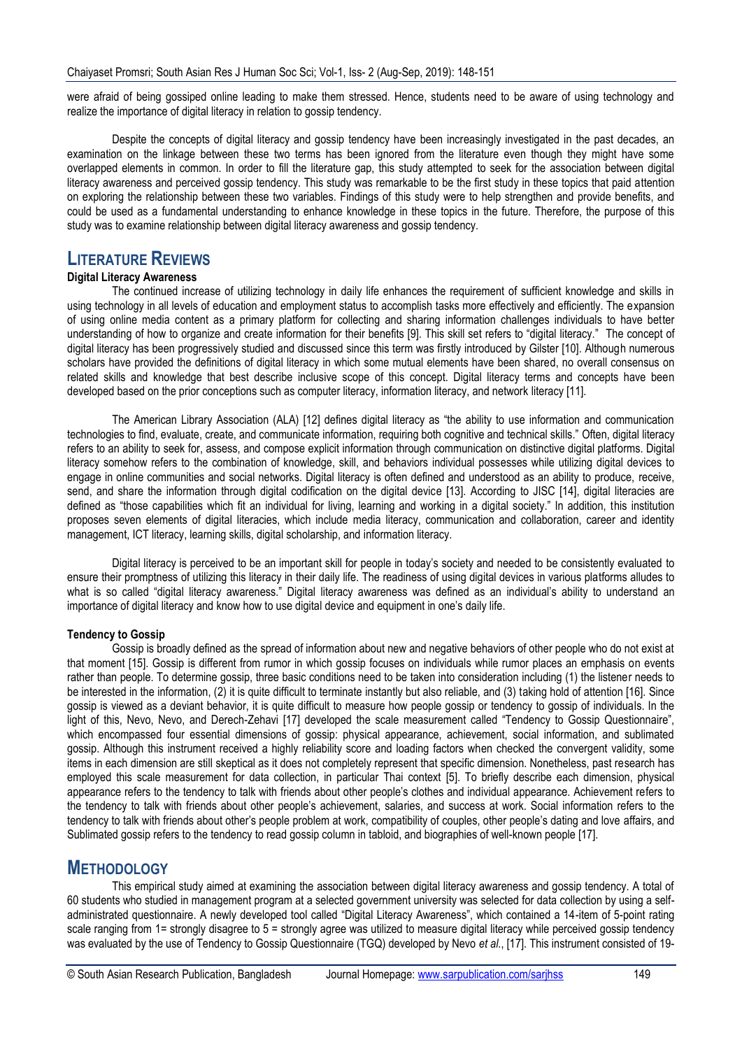were afraid of being gossiped online leading to make them stressed. Hence, students need to be aware of using technology and realize the importance of digital literacy in relation to gossip tendency.

Despite the concepts of digital literacy and gossip tendency have been increasingly investigated in the past decades, an examination on the linkage between these two terms has been ignored from the literature even though they might have some overlapped elements in common. In order to fill the literature gap, this study attempted to seek for the association between digital literacy awareness and perceived gossip tendency. This study was remarkable to be the first study in these topics that paid attention on exploring the relationship between these two variables. Findings of this study were to help strengthen and provide benefits, and could be used as a fundamental understanding to enhance knowledge in these topics in the future. Therefore, the purpose of this study was to examine relationship between digital literacy awareness and gossip tendency.

# LITERATURE REVIEWS

### Digital Literacy Awareness

The continued increase of utilizing technology in daily life enhances the requirement of sufficient knowledge and skills in using technology in all levels of education and employment status to accomplish tasks more effectively and efficiently. The expansion of using online media content as a primary platform for collecting and sharing information challenges individuals to have better understanding of how to organize and create information for their benefits [9]. This skill set refers to "digital literacy." The concept of digital literacy has been progressively studied and discussed since this term was firstly introduced by Gilster [10]. Although numerous scholars have provided the definitions of digital literacy in which some mutual elements have been shared, no overall consensus on related skills and knowledge that best describe inclusive scope of this concept. Digital literacy terms and concepts have been developed based on the prior conceptions such as computer literacy, information literacy, and network literacy [11].

The American Library Association (ALA) [12] defines digital literacy as "the ability to use information and communication technologies to find, evaluate, create, and communicate information, requiring both cognitive and technical skills." Often, digital literacy refers to an ability to seek for, assess, and compose explicit information through communication on distinctive digital platforms. Digital literacy somehow refers to the combination of knowledge, skill, and behaviors individual possesses while utilizing digital devices to engage in online communities and social networks. Digital literacy is often defined and understood as an ability to produce, receive, send, and share the information through digital codification on the digital device [13]. According to JISC [14], digital literacies are defined as "those capabilities which fit an individual for living, learning and working in a digital society." In addition, this institution proposes seven elements of digital literacies, which include media literacy, communication and collaboration, career and identity management, ICT literacy, learning skills, digital scholarship, and information literacy.

Digital literacy is perceived to be an important skill for people in today's society and needed to be consistently evaluated to ensure their promptness of utilizing this literacy in their daily life. The readiness of using digital devices in various platforms alludes to what is so called "digital literacy awareness." Digital literacy awareness was defined as an individual's ability to understand an importance of digital literacy and know how to use digital device and equipment in one's daily life.

### Tendency to Gossip

Gossip is broadly defined as the spread of information about new and negative behaviors of other people who do not exist at that moment [15]. Gossip is different from rumor in which gossip focuses on individuals while rumor places an emphasis on events rather than people. To determine gossip, three basic conditions need to be taken into consideration including (1) the listener needs to be interested in the information, (2) it is quite difficult to terminate instantly but also reliable, and (3) taking hold of attention [16]. Since gossip is viewed as a deviant behavior, it is quite difficult to measure how people gossip or tendency to gossip of individuals. In the light of this, Nevo, Nevo, and Derech-Zehavi [17] developed the scale measurement called "Tendency to Gossip Questionnaire", which encompassed four essential dimensions of gossip: physical appearance, achievement, social information, and sublimated gossip. Although this instrument received a highly reliability score and loading factors when checked the convergent validity, some items in each dimension are still skeptical as it does not completely represent that specific dimension. Nonetheless, past research has employed this scale measurement for data collection, in particular Thai context [5]. To briefly describe each dimension, physical appearance refers to the tendency to talk with friends about other people's clothes and individual appearance. Achievement refers to the tendency to talk with friends about other people's achievement, salaries, and success at work. Social information refers to the tendency to talk with friends about other's people problem at work, compatibility of couples, other people's dating and love affairs, and Sublimated gossip refers to the tendency to read gossip column in tabloid, and biographies of well-known people [17].

# METHODOLOGY

This empirical study aimed at examining the association between digital literacy awareness and gossip tendency. A total of 60 students who studied in management program at a selected government university was selected for data collection by using a self-administrated questionnaire. A newly developed tool called "Digital Literacy Awareness", which contained a 14-item of 5-point rating scale ranging from 1= strongly disagree to 5 = strongly agree was utilized to measure digital literacy while perceived gossip tendency was evaluated by the use of Tendency to Gossip Questionnaire (TGQ) developed by Nevo *et al.*, [17]. This instrument consisted of 19-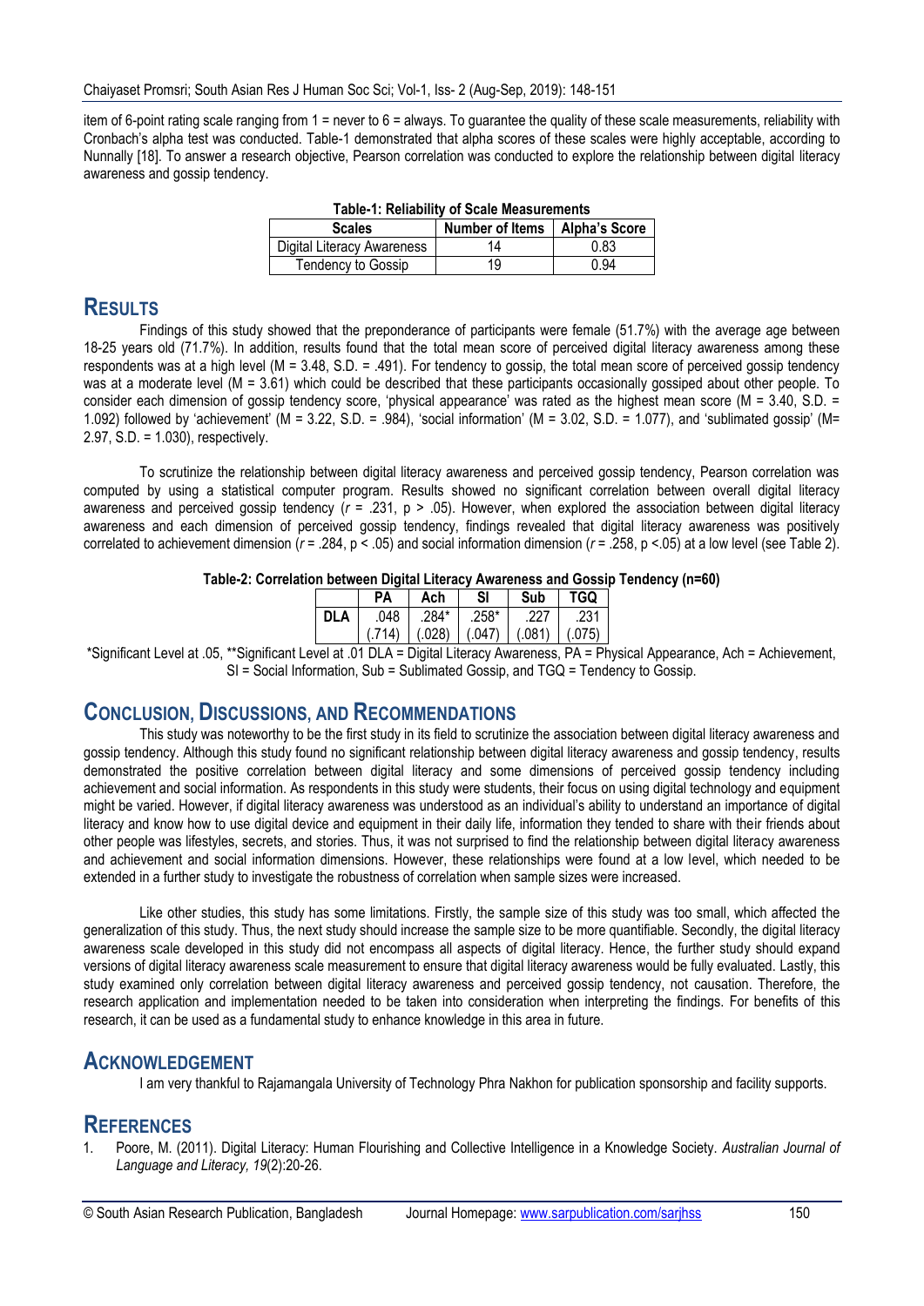item of 6-point rating scale ranging from 1 = never to 6 = always. To guarantee the quality of these scale measurements, reliability with Cronbach's alpha test was conducted. Table-1 demonstrated that alpha scores of these scales were highly acceptable, according to Nunnally [18]. To answer a research objective, Pearson correlation was conducted to explore the relationship between digital literacy awareness and gossip tendency.

**Table-1: Reliability of Scale Measurements**

| Scales | Number of Items | Alpha's Score |
|---|---|---|
| Digital Literacy Awareness | 14 | 0.83 |
| Tendency to Gossip | 19 | 0.94 |

## RESULTS

Findings of this study showed that the preponderance of participants were female (51.7%) with the average age between 18-25 years old (71.7%). In addition, results found that the total mean score of perceived digital literacy awareness among these respondents was at a high level (M = 3.48, S.D. = .491). For tendency to gossip, the total mean score of perceived gossip tendency was at a moderate level (M = 3.61) which could be described that these participants occasionally gossiped about other people. To consider each dimension of gossip tendency score, 'physical appearance' was rated as the highest mean score (M = 3.40, S.D. = 1.092) followed by 'achievement' (M = 3.22, S.D. = .984), 'social information' (M = 3.02, S.D. = 1.077), and 'sublimated gossip' (M= 2.97, S.D. = 1.030), respectively.

To scrutinize the relationship between digital literacy awareness and perceived gossip tendency, Pearson correlation was computed by using a statistical computer program. Results showed no significant correlation between overall digital literacy awareness and perceived gossip tendency ($r$ = .231, $p$ > .05). However, when explored the association between digital literacy awareness and each dimension of perceived gossip tendency, findings revealed that digital literacy awareness was positively correlated to achievement dimension ($r$ = .284, $p$ < .05) and social information dimension ($r$ = .258, $p$ <.05) at a low level (see Table 2).

**Table-2: Correlation between Digital Literacy Awareness and Gossip Tendency (n=60)**

| | PA | Ach | SI | Sub | TGQ |
|---|---|---|---|---|---|
| **DLA** | .048 | .284* | .258* | .227 | .231 |
| | (.714) | (.028) | (.047) | (.081) | (.075) |

*Significant Level at .05, **Significant Level at .01 DLA = Digital Literacy Awareness, PA = Physical Appearance, Ach = Achievement, SI = Social Information, Sub = Sublimated Gossip, and TGQ = Tendency to Gossip.

## CONCLUSION, DISCUSSIONS, AND RECOMMENDATIONS

This study was noteworthy to be the first study in its field to scrutinize the association between digital literacy awareness and gossip tendency. Although this study found no significant relationship between digital literacy awareness and gossip tendency, results demonstrated the positive correlation between digital literacy and some dimensions of perceived gossip tendency including achievement and social information. As respondents in this study were students, their focus on using digital technology and equipment might be varied. However, if digital literacy awareness was understood as an individual's ability to understand an importance of digital literacy and know how to use digital device and equipment in their daily life, information they tended to share with their friends about other people was lifestyles, secrets, and stories. Thus, it was not surprised to find the relationship between digital literacy awareness and achievement and social information dimensions. However, these relationships were found at a low level, which needed to be extended in a further study to investigate the robustness of correlation when sample sizes were increased.

Like other studies, this study has some limitations. Firstly, the sample size of this study was too small, which affected the generalization of this study. Thus, the next study should increase the sample size to be more quantifiable. Secondly, the digital literacy awareness scale developed in this study did not encompass all aspects of digital literacy. Hence, the further study should expand versions of digital literacy awareness scale measurement to ensure that digital literacy awareness would be fully evaluated. Lastly, this study examined only correlation between digital literacy awareness and perceived gossip tendency, not causation. Therefore, the research application and implementation needed to be taken into consideration when interpreting the findings. For benefits of this research, it can be used as a fundamental study to enhance knowledge in this area in future.

## ACKNOWLEDGEMENT

I am very thankful to Rajamangala University of Technology Phra Nakhon for publication sponsorship and facility supports.

## REFERENCES

1. Poore, M. (2011). Digital Literacy: Human Flourishing and Collective Intelligence in a Knowledge Society. *Australian Journal of Language and Literacy, 19*(2):20-26.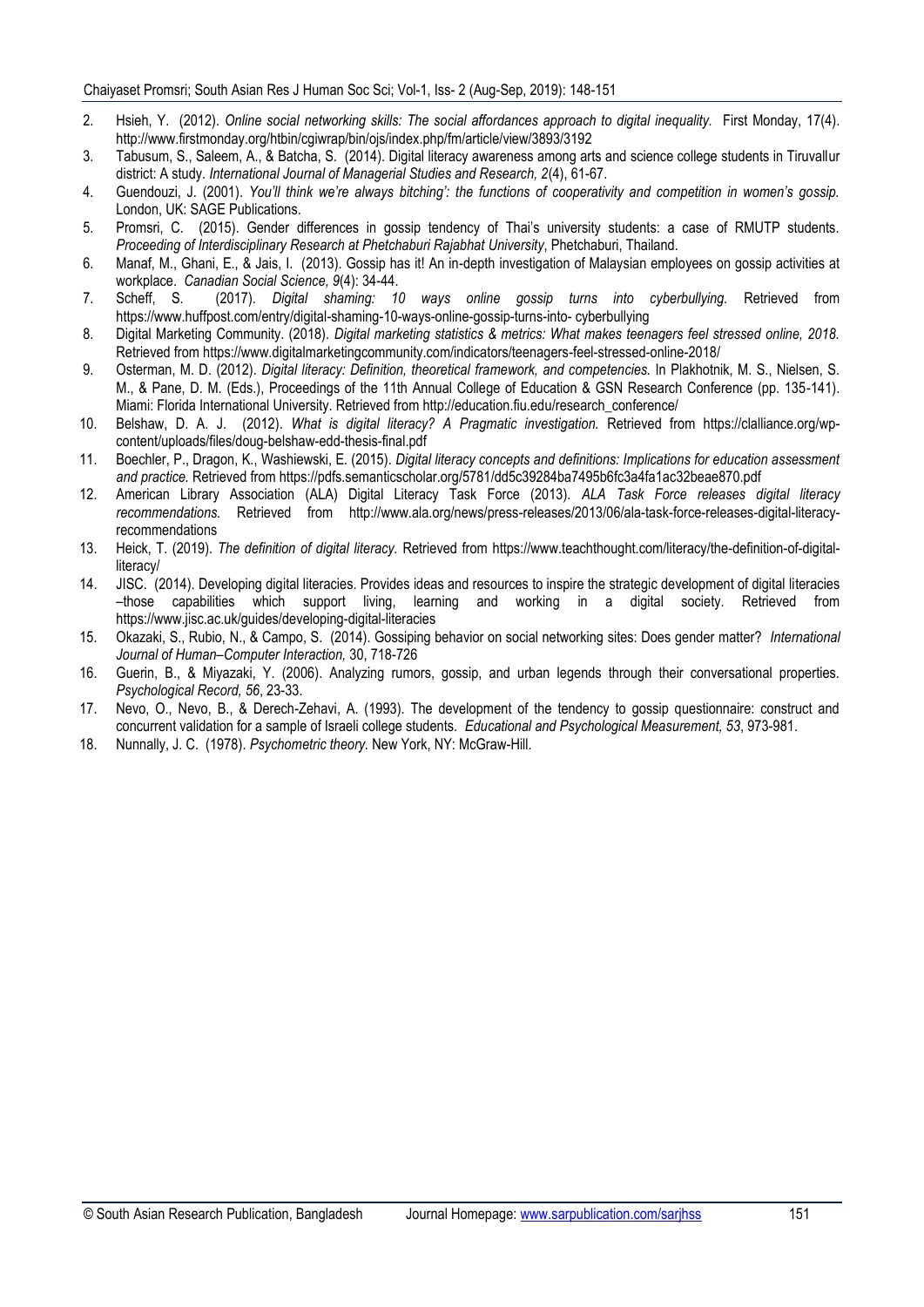2. Hsieh, Y. (2012). *Online social networking skills: The social affordances approach to digital inequality.* First Monday, 17(4). http://www.firstmonday.org/htbin/cgiwrap/bin/ojs/index.php/fm/article/view/3893/3192
3. Tabusum, S., Saleem, A., & Batcha, S. (2014). Digital literacy awareness among arts and science college students in Tiruvallur district: A study. *International Journal of Managerial Studies and Research, 2*(4), 61-67.
4. Guendouzi, J. (2001). *You'll think we're always bitching': the functions of cooperativity and competition in women's gossip.* London, UK: SAGE Publications.
5. Promsri, C. (2015). Gender differences in gossip tendency of Thai's university students: a case of RMUTP students. *Proceeding of Interdisciplinary Research at Phetchaburi Rajabhat University*, Phetchaburi, Thailand.
6. Manaf, M., Ghani, E., & Jais, I. (2013). Gossip has it! An in-depth investigation of Malaysian employees on gossip activities at workplace. *Canadian Social Science, 9*(4): 34-44.
7. Scheff, S. (2017). *Digital shaming: 10 ways online gossip turns into cyberbullying.* Retrieved from https://www.huffpost.com/entry/digital-shaming-10-ways-online-gossip-turns-into- cyberbullying
8. Digital Marketing Community. (2018). *Digital marketing statistics & metrics: What makes teenagers feel stressed online, 2018.* Retrieved from https://www.digitalmarketingcommunity.com/indicators/teenagers-feel-stressed-online-2018/
9. Osterman, M. D. (2012). *Digital literacy: Definition, theoretical framework, and competencies.* In Plakhotnik, M. S., Nielsen, S. M., & Pane, D. M. (Eds.), Proceedings of the 11th Annual College of Education & GSN Research Conference (pp. 135-141). Miami: Florida International University. Retrieved from http://education.fiu.edu/research_conference/
10. Belshaw, D. A. J. (2012). *What is digital literacy? A Pragmatic investigation.* Retrieved from https://clalliance.org/wp-content/uploads/files/doug-belshaw-edd-thesis-final.pdf
11. Boechler, P., Dragon, K., Washiewski, E. (2015). *Digital literacy concepts and definitions: Implications for education assessment and practice.* Retrieved from https://pdfs.semanticscholar.org/5781/dd5c39284ba7495b6fc3a4fa1ac32beae870.pdf
12. American Library Association (ALA) Digital Literacy Task Force (2013). *ALA Task Force releases digital literacy recommendations.* Retrieved from http://www.ala.org/news/press-releases/2013/06/ala-task-force-releases-digital-literacy-recommendations
13. Heick, T. (2019). *The definition of digital literacy.* Retrieved from https://www.teachthought.com/literacy/the-definition-of-digital-literacy/
14. JISC. (2014). Developing digital literacies. Provides ideas and resources to inspire the strategic development of digital literacies –those capabilities which support living, learning and working in a digital society. Retrieved from https://www.jisc.ac.uk/guides/developing-digital-literacies
15. Okazaki, S., Rubio, N., & Campo, S. (2014). Gossiping behavior on social networking sites: Does gender matter? *International Journal of Human–Computer Interaction,* 30, 718-726
16. Guerin, B., & Miyazaki, Y. (2006). Analyzing rumors, gossip, and urban legends through their conversational properties. *Psychological Record, 56*, 23-33.
17. Nevo, O., Nevo, B., & Derech-Zehavi, A. (1993). The development of the tendency to gossip questionnaire: construct and concurrent validation for a sample of Israeli college students. *Educational and Psychological Measurement, 53*, 973-981.
18. Nunnally, J. C. (1978). *Psychometric theory.* New York, NY: McGraw-Hill.